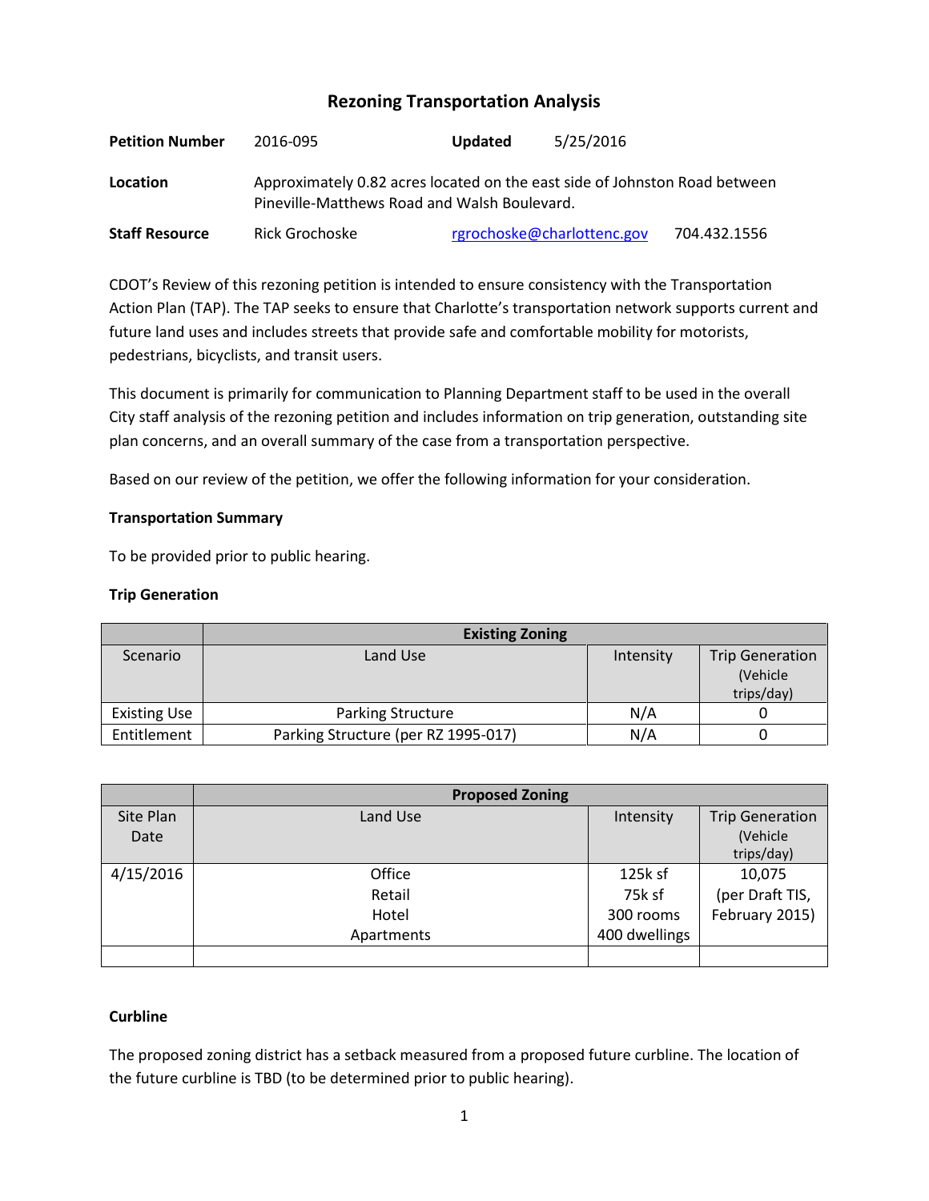# Rezoning Transportation Analysis

| | | | |
|---|---|---|---|
| **Petition Number** | 2016-095 | **Updated** | 5/25/2016 |
| **Location** | Approximately 0.82 acres located on the east side of Johnston Road between Pineville-Matthews Road and Walsh Boulevard. | | |
| **Staff Resource** | Rick Grochoske | rgrochoske@charlottenc.gov | 704.432.1556 |

CDOT's Review of this rezoning petition is intended to ensure consistency with the Transportation Action Plan (TAP). The TAP seeks to ensure that Charlotte's transportation network supports current and future land uses and includes streets that provide safe and comfortable mobility for motorists, pedestrians, bicyclists, and transit users.

This document is primarily for communication to Planning Department staff to be used in the overall City staff analysis of the rezoning petition and includes information on trip generation, outstanding site plan concerns, and an overall summary of the case from a transportation perspective.

Based on our review of the petition, we offer the following information for your consideration.

**Transportation Summary**

To be provided prior to public hearing.

**Trip Generation**

| | **Existing Zoning** | | |
|---|---|---|---|
| Scenario | Land Use | Intensity | Trip Generation (Vehicle trips/day) |
| Existing Use | Parking Structure | N/A | 0 |
| Entitlement | Parking Structure (per RZ 1995-017) | N/A | 0 |

| | **Proposed Zoning** | | |
|---|---|---|---|
| Site Plan Date | Land Use | Intensity | Trip Generation (Vehicle trips/day) |
| 4/15/2016 | Office<br>Retail<br>Hotel<br>Apartments | 125k sf<br>75k sf<br>300 rooms<br>400 dwellings | 10,075<br>(per Draft TIS, February 2015) |
| | | | |

**Curbline**

The proposed zoning district has a setback measured from a proposed future curbline. The location of the future curbline is TBD (to be determined prior to public hearing).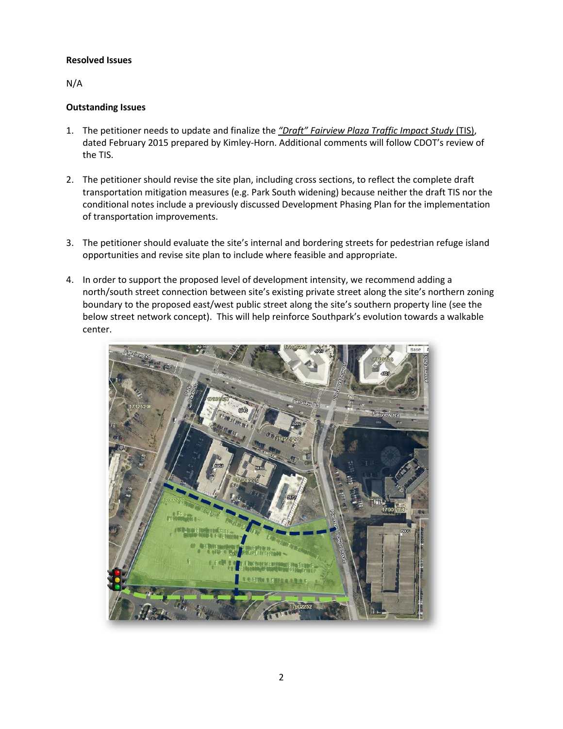**Resolved Issues**

N/A

**Outstanding Issues**

1. The petitioner needs to update and finalize the *"Draft" Fairview Plaza Traffic Impact Study* (TIS), dated February 2015 prepared by Kimley-Horn. Additional comments will follow CDOT's review of the TIS.

2. The petitioner should revise the site plan, including cross sections, to reflect the complete draft transportation mitigation measures (e.g. Park South widening) because neither the draft TIS nor the conditional notes include a previously discussed Development Phasing Plan for the implementation of transportation improvements.

3. The petitioner should evaluate the site's internal and bordering streets for pedestrian refuge island opportunities and revise site plan to include where feasible and appropriate.

4. In order to support the proposed level of development intensity, we recommend adding a north/south street connection between site's existing private street along the site's northern zoning boundary to the proposed east/west public street along the site's southern property line (see the below street network concept). This will help reinforce Southpark's evolution towards a walkable center.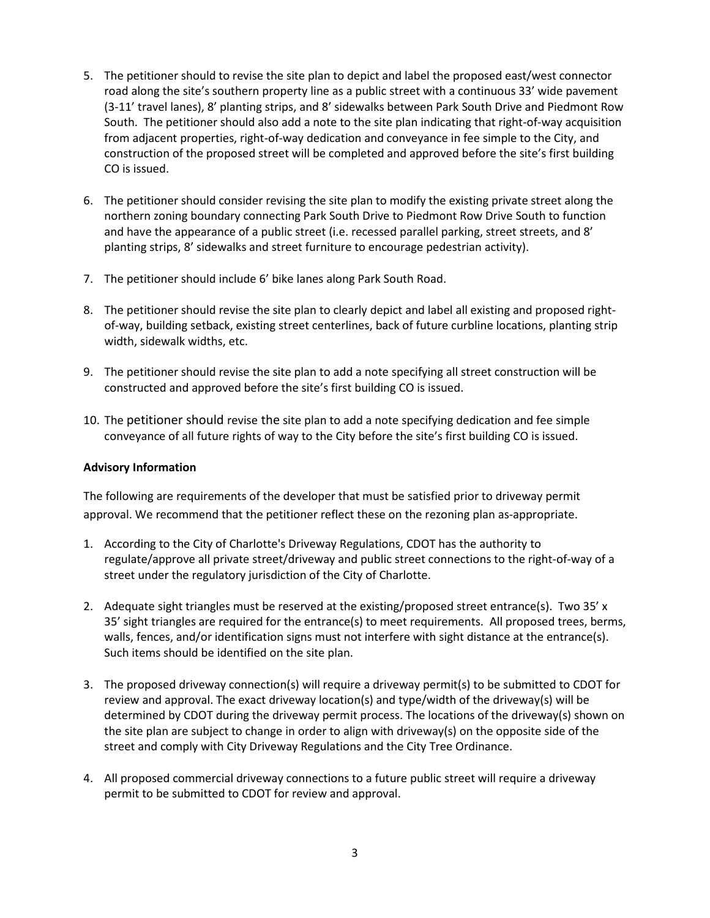5. The petitioner should to revise the site plan to depict and label the proposed east/west connector road along the site's southern property line as a public street with a continuous 33' wide pavement (3-11' travel lanes), 8' planting strips, and 8' sidewalks between Park South Drive and Piedmont Row South. The petitioner should also add a note to the site plan indicating that right-of-way acquisition from adjacent properties, right-of-way dedication and conveyance in fee simple to the City, and construction of the proposed street will be completed and approved before the site's first building CO is issued.

6. The petitioner should consider revising the site plan to modify the existing private street along the northern zoning boundary connecting Park South Drive to Piedmont Row Drive South to function and have the appearance of a public street (i.e. recessed parallel parking, street streets, and 8' planting strips, 8' sidewalks and street furniture to encourage pedestrian activity).

7. The petitioner should include 6' bike lanes along Park South Road.

8. The petitioner should revise the site plan to clearly depict and label all existing and proposed right-of-way, building setback, existing street centerlines, back of future curbline locations, planting strip width, sidewalk widths, etc.

9. The petitioner should revise the site plan to add a note specifying all street construction will be constructed and approved before the site's first building CO is issued.

10. The petitioner should revise the site plan to add a note specifying dedication and fee simple conveyance of all future rights of way to the City before the site's first building CO is issued.

**Advisory Information**

The following are requirements of the developer that must be satisfied prior to driveway permit approval. We recommend that the petitioner reflect these on the rezoning plan as-appropriate.

1. According to the City of Charlotte's Driveway Regulations, CDOT has the authority to regulate/approve all private street/driveway and public street connections to the right-of-way of a street under the regulatory jurisdiction of the City of Charlotte.

2. Adequate sight triangles must be reserved at the existing/proposed street entrance(s). Two 35' x 35' sight triangles are required for the entrance(s) to meet requirements. All proposed trees, berms, walls, fences, and/or identification signs must not interfere with sight distance at the entrance(s). Such items should be identified on the site plan.

3. The proposed driveway connection(s) will require a driveway permit(s) to be submitted to CDOT for review and approval. The exact driveway location(s) and type/width of the driveway(s) will be determined by CDOT during the driveway permit process. The locations of the driveway(s) shown on the site plan are subject to change in order to align with driveway(s) on the opposite side of the street and comply with City Driveway Regulations and the City Tree Ordinance.

4. All proposed commercial driveway connections to a future public street will require a driveway permit to be submitted to CDOT for review and approval.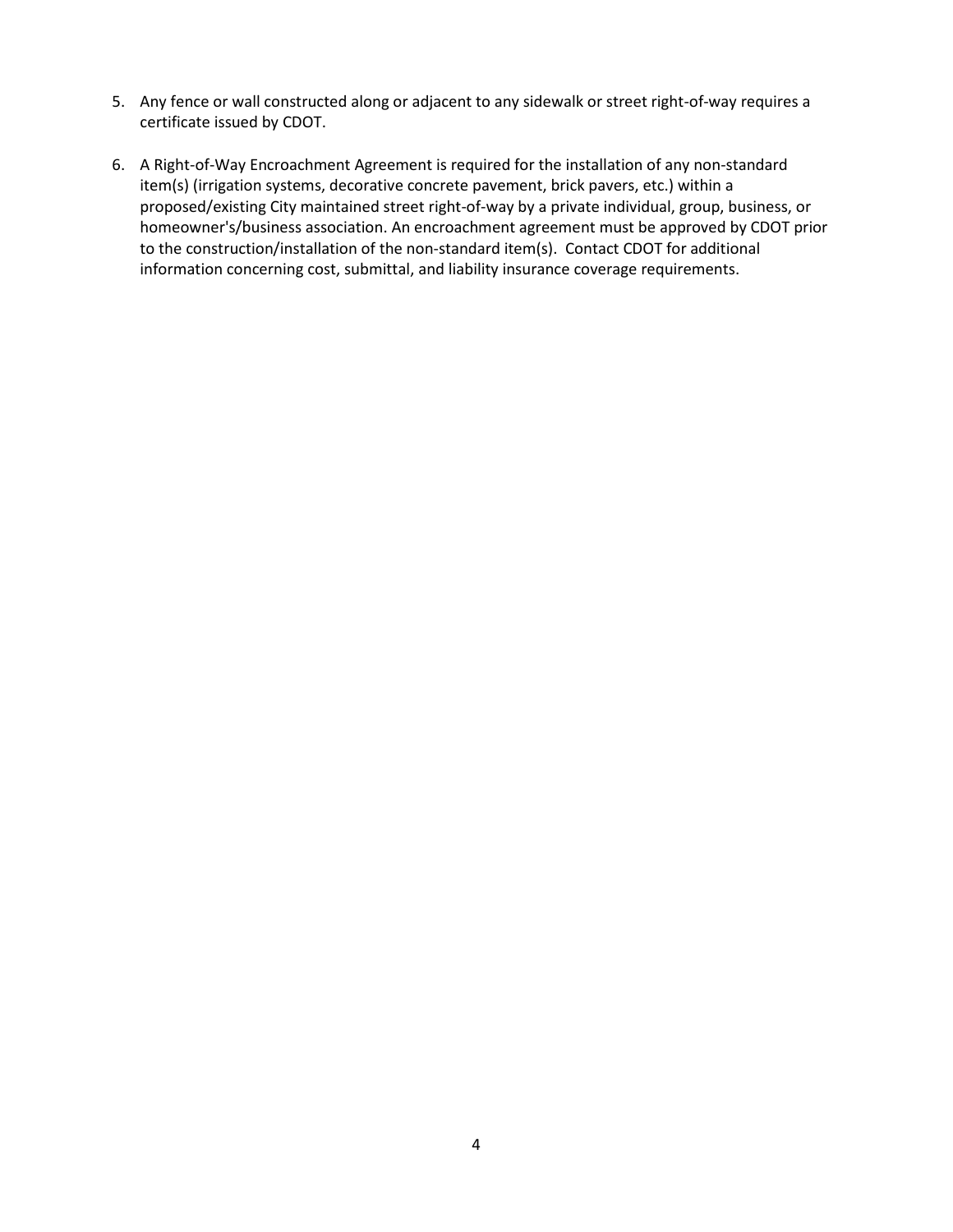5. Any fence or wall constructed along or adjacent to any sidewalk or street right-of-way requires a certificate issued by CDOT.

6. A Right-of-Way Encroachment Agreement is required for the installation of any non-standard item(s) (irrigation systems, decorative concrete pavement, brick pavers, etc.) within a proposed/existing City maintained street right-of-way by a private individual, group, business, or homeowner's/business association. An encroachment agreement must be approved by CDOT prior to the construction/installation of the non-standard item(s). Contact CDOT for additional information concerning cost, submittal, and liability insurance coverage requirements.